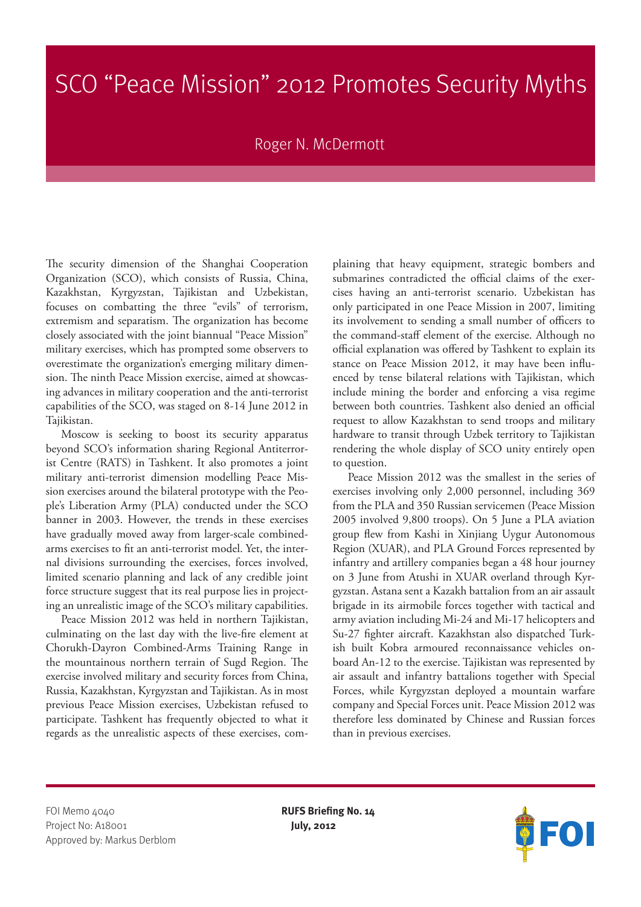# SCO "Peace Mission" 2012 Promotes Security Myths

Roger N. McDermott

The security dimension of the Shanghai Cooperation Organization (SCO), which consists of Russia, China, Kazakhstan, Kyrgyzstan, Tajikistan and Uzbekistan, focuses on combatting the three "evils" of terrorism, extremism and separatism. The organization has become closely associated with the joint biannual "Peace Mission" military exercises, which has prompted some observers to overestimate the organization's emerging military dimension. The ninth Peace Mission exercise, aimed at showcasing advances in military cooperation and the anti-terrorist capabilities of the SCO, was staged on 8-14 June 2012 in Tajikistan.

Moscow is seeking to boost its security apparatus beyond SCO's information sharing Regional Antiterrorist Centre (RATS) in Tashkent. It also promotes a joint military anti-terrorist dimension modelling Peace Mission exercises around the bilateral prototype with the People's Liberation Army (PLA) conducted under the SCO banner in 2003. However, the trends in these exercises have gradually moved away from larger-scale combined-arms exercises to fit an anti-terrorist model. Yet, the internal divisions surrounding the exercises, forces involved, limited scenario planning and lack of any credible joint force structure suggest that its real purpose lies in projecting an unrealistic image of the SCO's military capabilities.

Peace Mission 2012 was held in northern Tajikistan, culminating on the last day with the live-fire element at Chorukh-Dayron Combined-Arms Training Range in the mountainous northern terrain of Sugd Region. The exercise involved military and security forces from China, Russia, Kazakhstan, Kyrgyzstan and Tajikistan. As in most previous Peace Mission exercises, Uzbekistan refused to participate. Tashkent has frequently objected to what it regards as the unrealistic aspects of these exercises, complaining that heavy equipment, strategic bombers and submarines contradicted the official claims of the exercises having an anti-terrorist scenario. Uzbekistan has only participated in one Peace Mission in 2007, limiting its involvement to sending a small number of officers to the command-staff element of the exercise. Although no official explanation was offered by Tashkent to explain its stance on Peace Mission 2012, it may have been influenced by tense bilateral relations with Tajikistan, which include mining the border and enforcing a visa regime between both countries. Tashkent also denied an official request to allow Kazakhstan to send troops and military hardware to transit through Uzbek territory to Tajikistan rendering the whole display of SCO unity entirely open to question.

Peace Mission 2012 was the smallest in the series of exercises involving only 2,000 personnel, including 369 from the PLA and 350 Russian servicemen (Peace Mission 2005 involved 9,800 troops). On 5 June a PLA aviation group flew from Kashi in Xinjiang Uygur Autonomous Region (XUAR), and PLA Ground Forces represented by infantry and artillery companies began a 48 hour journey on 3 June from Atushi in XUAR overland through Kyrgyzstan. Astana sent a Kazakh battalion from an air assault brigade in its airmobile forces together with tactical and army aviation including Mi-24 and Mi-17 helicopters and Su-27 fighter aircraft. Kazakhstan also dispatched Turkish built Kobra armoured reconnaissance vehicles onboard An-12 to the exercise. Tajikistan was represented by air assault and infantry battalions together with Special Forces, while Kyrgyzstan deployed a mountain warfare company and Special Forces unit. Peace Mission 2012 was therefore less dominated by Chinese and Russian forces than in previous exercises.

FOI Memo 4040
Project No: A18001
Approved by: Markus Derblom

**RUFS Briefing No. 14**
**July, 2012**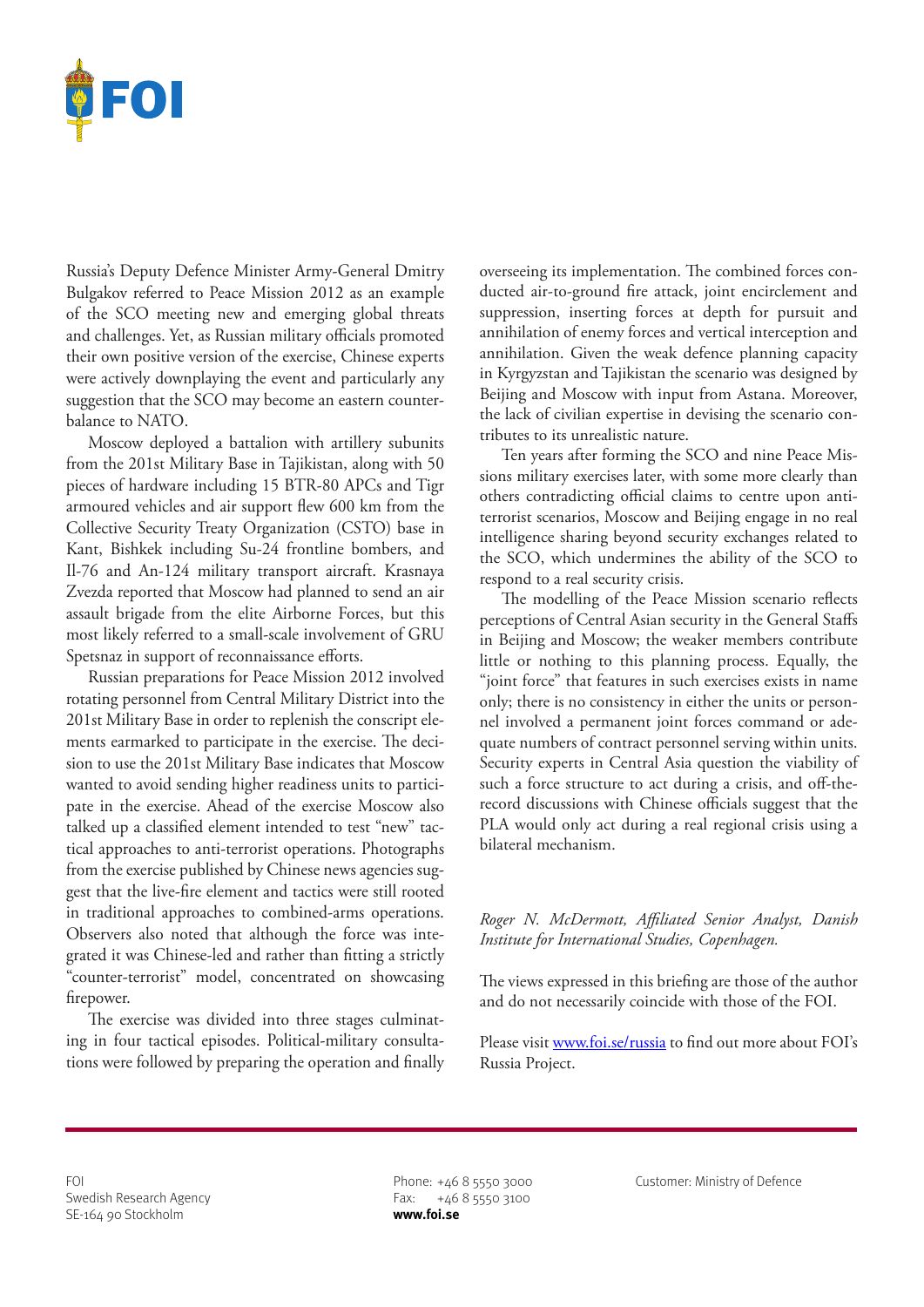Russia's Deputy Defence Minister Army-General Dmitry Bulgakov referred to Peace Mission 2012 as an example of the SCO meeting new and emerging global threats and challenges. Yet, as Russian military officials promoted their own positive version of the exercise, Chinese experts were actively downplaying the event and particularly any suggestion that the SCO may become an eastern counterbalance to NATO.

Moscow deployed a battalion with artillery subunits from the 201st Military Base in Tajikistan, along with 50 pieces of hardware including 15 BTR-80 APCs and Tigr armoured vehicles and air support flew 600 km from the Collective Security Treaty Organization (CSTO) base in Kant, Bishkek including Su-24 frontline bombers, and Il-76 and An-124 military transport aircraft. Krasnaya Zvezda reported that Moscow had planned to send an air assault brigade from the elite Airborne Forces, but this most likely referred to a small-scale involvement of GRU Spetsnaz in support of reconnaissance efforts.

Russian preparations for Peace Mission 2012 involved rotating personnel from Central Military District into the 201st Military Base in order to replenish the conscript elements earmarked to participate in the exercise. The decision to use the 201st Military Base indicates that Moscow wanted to avoid sending higher readiness units to participate in the exercise. Ahead of the exercise Moscow also talked up a classified element intended to test "new" tactical approaches to anti-terrorist operations. Photographs from the exercise published by Chinese news agencies suggest that the live-fire element and tactics were still rooted in traditional approaches to combined-arms operations. Observers also noted that although the force was integrated it was Chinese-led and rather than fitting a strictly "counter-terrorist" model, concentrated on showcasing firepower.

The exercise was divided into three stages culminating in four tactical episodes. Political-military consultations were followed by preparing the operation and finally overseeing its implementation. The combined forces conducted air-to-ground fire attack, joint encirclement and suppression, inserting forces at depth for pursuit and annihilation of enemy forces and vertical interception and annihilation. Given the weak defence planning capacity in Kyrgyzstan and Tajikistan the scenario was designed by Beijing and Moscow with input from Astana. Moreover, the lack of civilian expertise in devising the scenario contributes to its unrealistic nature.

Ten years after forming the SCO and nine Peace Missions military exercises later, with some more clearly than others contradicting official claims to centre upon antiterrorist scenarios, Moscow and Beijing engage in no real intelligence sharing beyond security exchanges related to the SCO, which undermines the ability of the SCO to respond to a real security crisis.

The modelling of the Peace Mission scenario reflects perceptions of Central Asian security in the General Staffs in Beijing and Moscow; the weaker members contribute little or nothing to this planning process. Equally, the "joint force" that features in such exercises exists in name only; there is no consistency in either the units or personnel involved a permanent joint forces command or adequate numbers of contract personnel serving within units. Security experts in Central Asia question the viability of such a force structure to act during a crisis, and off-the-record discussions with Chinese officials suggest that the PLA would only act during a real regional crisis using a bilateral mechanism.

*Roger N. McDermott, Affiliated Senior Analyst, Danish Institute for International Studies, Copenhagen.*

The views expressed in this briefing are those of the author and do not necessarily coincide with those of the FOI.

Please visit [www.foi.se/russia](http://www.foi.se/russia) to find out more about FOI's Russia Project.

FOI
Swedish Research Agency
SE-164 90 Stockholm

Phone: +46 8 5550 3000
Fax: +46 8 5550 3100
**www.foi.se**

Customer: Ministry of Defence